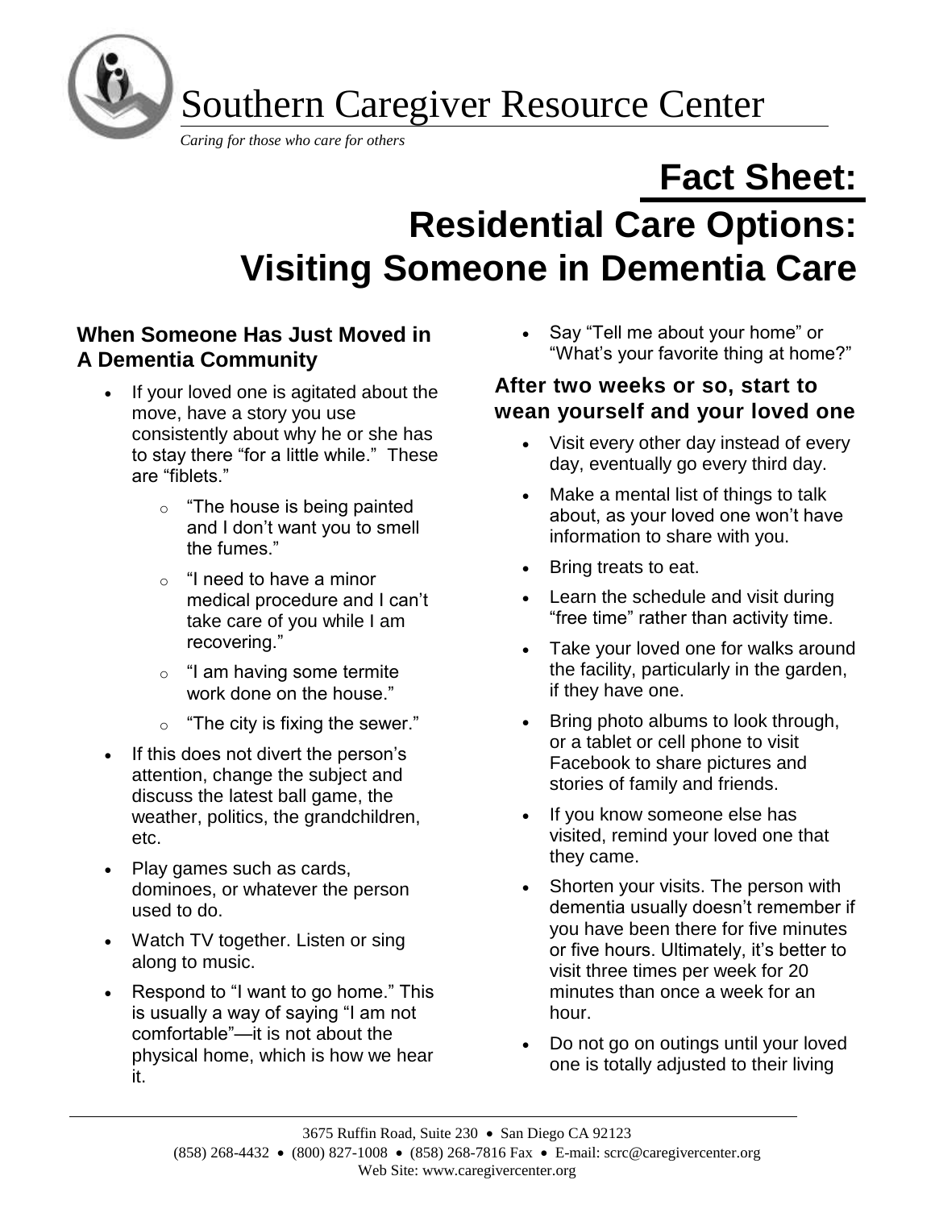# Southern Caregiver Resource Center

*Caring for those who care for others*

# Fact Sheet:

# Residential Care Options: Visiting Someone in Dementia Care

### When Someone Has Just Moved in A Dementia Community

- If your loved one is agitated about the move, have a story you use consistently about why he or she has to stay there "for a little while." These are "fiblets."
  - "The house is being painted and I don't want you to smell the fumes."
  - "I need to have a minor medical procedure and I can't take care of you while I am recovering."
  - "I am having some termite work done on the house."
  - "The city is fixing the sewer."
- If this does not divert the person's attention, change the subject and discuss the latest ball game, the weather, politics, the grandchildren, etc.
- Play games such as cards, dominoes, or whatever the person used to do.
- Watch TV together. Listen or sing along to music.
- Respond to "I want to go home." This is usually a way of saying "I am not comfortable"—it is not about the physical home, which is how we hear it.
- Say "Tell me about your home" or "What's your favorite thing at home?"

### After two weeks or so, start to wean yourself and your loved one

- Visit every other day instead of every day, eventually go every third day.
- Make a mental list of things to talk about, as your loved one won't have information to share with you.
- Bring treats to eat.
- Learn the schedule and visit during "free time" rather than activity time.
- Take your loved one for walks around the facility, particularly in the garden, if they have one.
- Bring photo albums to look through, or a tablet or cell phone to visit Facebook to share pictures and stories of family and friends.
- If you know someone else has visited, remind your loved one that they came.
- Shorten your visits. The person with dementia usually doesn't remember if you have been there for five minutes or five hours. Ultimately, it's better to visit three times per week for 20 minutes than once a week for an hour.
- Do not go on outings until your loved one is totally adjusted to their living

3675 Ruffin Road, Suite 230 • San Diego CA 92123
(858) 268-4432 • (800) 827-1008 • (858) 268-7816 Fax • E-mail: scrc@caregivercenter.org
Web Site: www.caregivercenter.org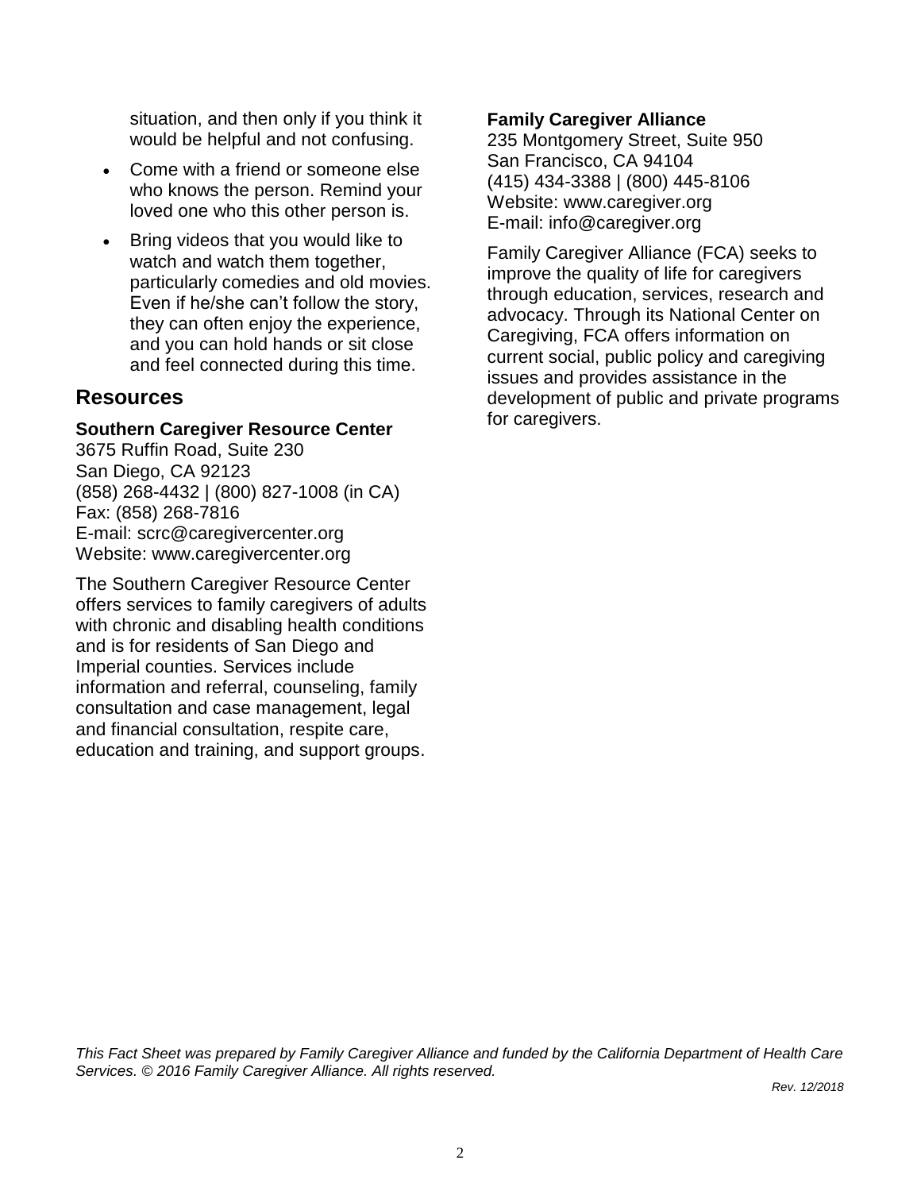situation, and then only if you think it would be helpful and not confusing.

- Come with a friend or someone else who knows the person. Remind your loved one who this other person is.
- Bring videos that you would like to watch and watch them together, particularly comedies and old movies. Even if he/she can't follow the story, they can often enjoy the experience, and you can hold hands or sit close and feel connected during this time.

## Resources

**Southern Caregiver Resource Center**
3675 Ruffin Road, Suite 230
San Diego, CA 92123
(858) 268-4432 | (800) 827-1008 (in CA)
Fax: (858) 268-7816
E-mail: scrc@caregivercenter.org
Website: www.caregivercenter.org

The Southern Caregiver Resource Center offers services to family caregivers of adults with chronic and disabling health conditions and is for residents of San Diego and Imperial counties. Services include information and referral, counseling, family consultation and case management, legal and financial consultation, respite care, education and training, and support groups.

**Family Caregiver Alliance**
235 Montgomery Street, Suite 950
San Francisco, CA 94104
(415) 434-3388 | (800) 445-8106
Website: www.caregiver.org
E-mail: info@caregiver.org

Family Caregiver Alliance (FCA) seeks to improve the quality of life for caregivers through education, services, research and advocacy. Through its National Center on Caregiving, FCA offers information on current social, public policy and caregiving issues and provides assistance in the development of public and private programs for caregivers.

*This Fact Sheet was prepared by Family Caregiver Alliance and funded by the California Department of Health Care Services. © 2016 Family Caregiver Alliance. All rights reserved.*

*Rev. 12/2018*